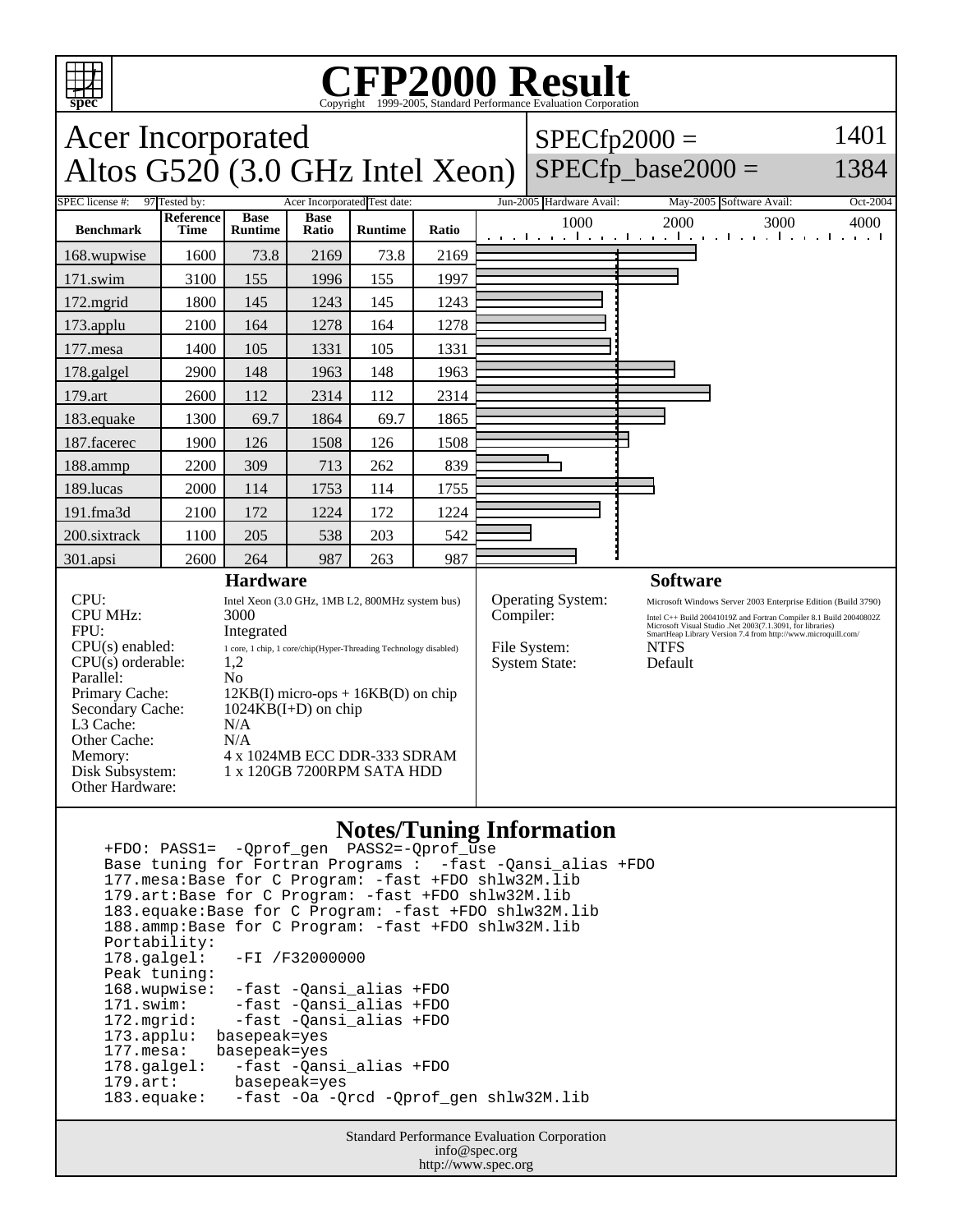# CFP2000 Result

Copyright 1999-2005, Standard Performance Evaluation Corporation

## Acer Incorporated
## Altos G520 (3.0 GHz Intel Xeon)

SPECfp2000 = 1401
SPECfp_base2000 = 1384

SPEC license #: 97 | Tested by: Acer Incorporated | Test date: Jun-2005 | Hardware Avail: May-2005 | Software Avail: Oct-2004

| Benchmark | Reference Time | Base Runtime | Base Ratio | Runtime | Ratio |
|---|---|---|---|---|---|
| 168.wupwise | 1600 | 73.8 | 2169 | 73.8 | 2169 |
| 171.swim | 3100 | 155 | 1996 | 155 | 1997 |
| 172.mgrid | 1800 | 145 | 1243 | 145 | 1243 |
| 173.applu | 2100 | 164 | 1278 | 164 | 1278 |
| 177.mesa | 1400 | 105 | 1331 | 105 | 1331 |
| 178.galgel | 2900 | 148 | 1963 | 148 | 1963 |
| 179.art | 2600 | 112 | 2314 | 112 | 2314 |
| 183.equake | 1300 | 69.7 | 1864 | 69.7 | 1865 |
| 187.facerec | 1900 | 126 | 1508 | 126 | 1508 |
| 188.ammp | 2200 | 309 | 713 | 262 | 839 |
| 189.lucas | 2000 | 114 | 1753 | 114 | 1755 |
| 191.fma3d | 2100 | 172 | 1224 | 172 | 1224 |
| 200.sixtrack | 1100 | 205 | 538 | 203 | 542 |
| 301.apsi | 2600 | 264 | 987 | 263 | 987 |

### Hardware

| | |
|---|---|
| CPU: | Intel Xeon (3.0 GHz, 1MB L2, 800MHz system bus) |
| CPU MHz: | 3000 |
| FPU: | Integrated |
| CPU(s) enabled: | 1 core, 1 chip, 1 core/chip(Hyper-Threading Technology disabled) |
| CPU(s) orderable: | 1,2 |
| Parallel: | No |
| Primary Cache: | 12KB(I) micro-ops + 16KB(D) on chip |
| Secondary Cache: | 1024KB(I+D) on chip |
| L3 Cache: | N/A |
| Other Cache: | N/A |
| Memory: | 4 x 1024MB ECC DDR-333 SDRAM |
| Disk Subsystem: | 1 x 120GB 7200RPM SATA HDD |
| Other Hardware: | |

### Software

| | |
|---|---|
| Operating System: | Microsoft Windows Server 2003 Enterprise Edition (Build 3790) |
| Compiler: | Intel C++ Build 20041019Z and Fortran Compiler 8.1 Build 20040802Z Microsoft Visual Studio .Net 2003(7.1.3091, for libraries) SmartHeap Library Version 7.4 from http://www.microquill.com/ |
| File System: | NTFS |
| System State: | Default |

### Notes/Tuning Information

```
+FDO: PASS1=  -Qprof_gen  PASS2=-Qprof_use
Base tuning for Fortran Programs :  -fast -Qansi_alias +FDO
177.mesa:Base for C Program: -fast +FDO shlw32M.lib
179.art:Base for C Program: -fast +FDO shlw32M.lib
183.equake:Base for C Program: -fast +FDO shlw32M.lib
188.ammp:Base for C Program: -fast +FDO shlw32M.lib
Portability:
178.galgel:   -FI /F32000000
Peak tuning:
168.wupwise:  -fast -Qansi_alias +FDO
171.swim:     -fast -Qansi_alias +FDO
172.mgrid:    -fast -Qansi_alias +FDO
173.applu:  basepeak=yes
177.mesa:   basepeak=yes
178.galgel:   -fast -Qansi_alias +FDO
179.art:      basepeak=yes
183.equake:   -fast -Oa -Qrcd -Qprof_gen shlw32M.lib
```

Standard Performance Evaluation Corporation
info@spec.org
http://www.spec.org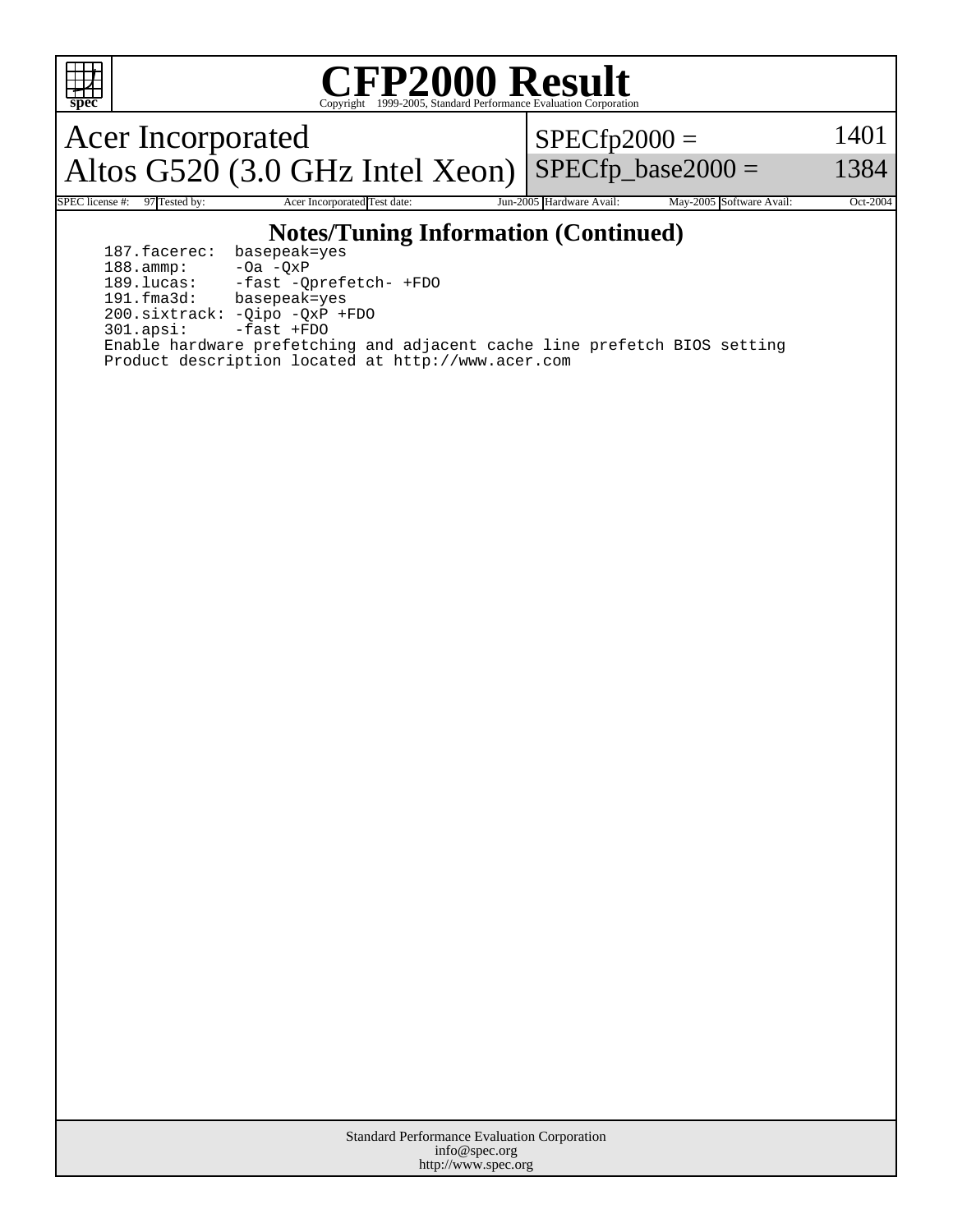# CFP2000 Result

Copyright 1999-2005, Standard Performance Evaluation Corporation

Acer Incorporated
Altos G520 (3.0 GHz Intel Xeon)

SPECfp2000 = 1401
SPECfp_base2000 = 1384

| SPEC license #: | 97 | Tested by: | Acer Incorporated | Test date: | Jun-2005 | Hardware Avail: | May-2005 | Software Avail: | Oct-2004 |
|---|---|---|---|---|---|---|---|---|---|

## Notes/Tuning Information (Continued)

```
187.facerec:  basepeak=yes
188.ammp:     -Oa -QxP
189.lucas:    -fast -Qprefetch- +FDO
191.fma3d:    basepeak=yes
200.sixtrack: -Qipo -QxP +FDO
301.apsi:     -fast +FDO
Enable hardware prefetching and adjacent cache line prefetch BIOS setting
Product description located at http://www.acer.com
```

Standard Performance Evaluation Corporation
info@spec.org
http://www.spec.org